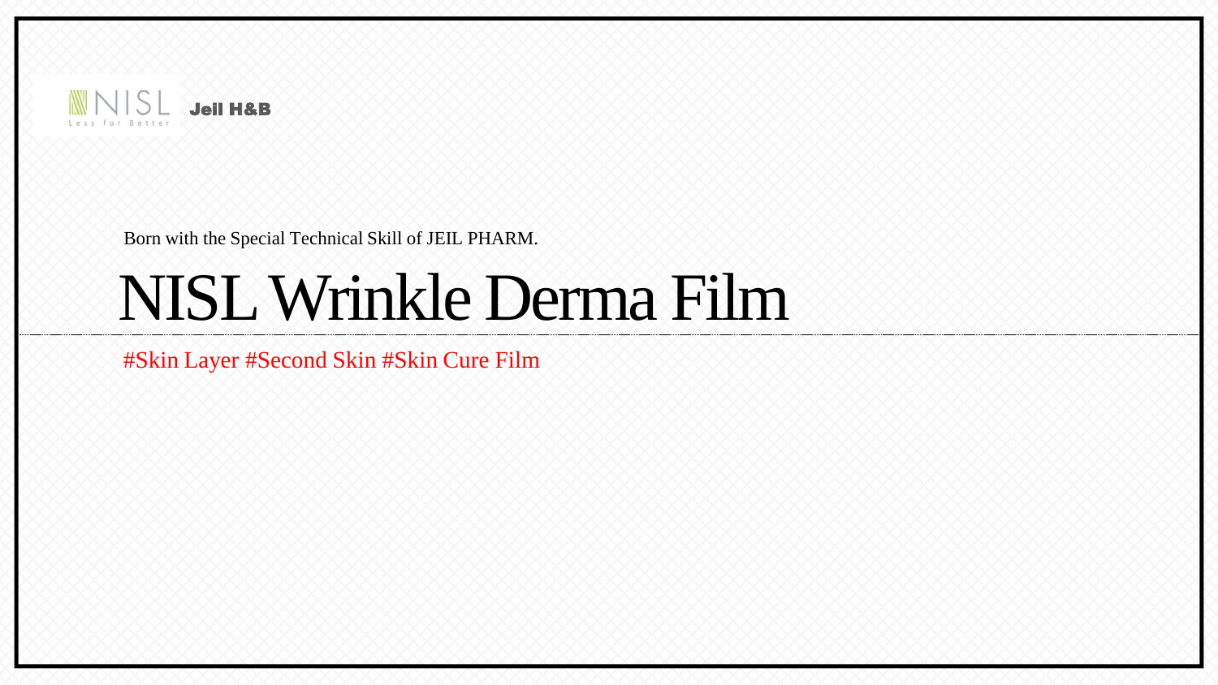NISL Less for Better **Jeil H&B**

Born with the Special Technical Skill of JEIL PHARM.

# NISL Wrinkle Derma Film

#Skin Layer #Second Skin #Skin Cure Film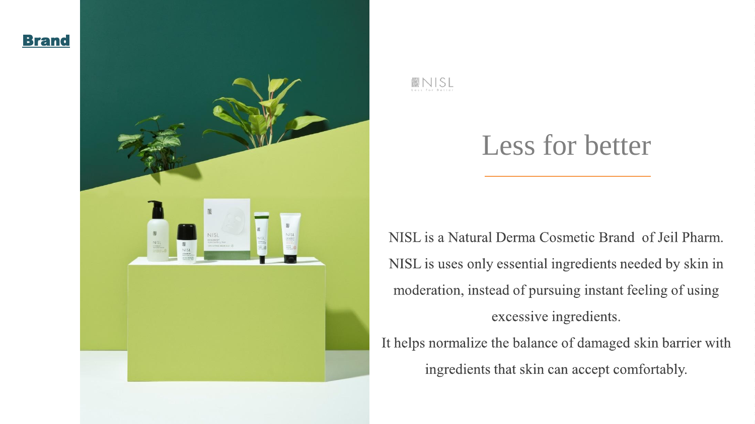## Brand

NISL

Less for better

# Less for better

NISL is a Natural Derma Cosmetic Brand of Jeil Pharm.
NISL is uses only essential ingredients needed by skin in moderation, instead of pursuing instant feeling of using excessive ingredients.
It helps normalize the balance of damaged skin barrier with ingredients that skin can accept comfortably.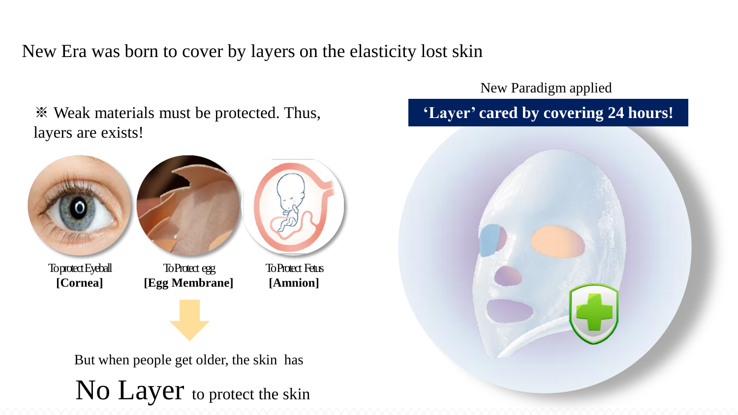# New Era was born to cover by layers on the elasticity lost skin

※ Weak materials must be protected. Thus, layers are exists!

To protect Eyeball
**[Cornea]**

To Protect egg
**[Egg Membrane]**

To Protect Fetus
**[Amnion]**

But when people get older, the skin has

**No Layer** to protect the skin

New Paradigm applied

**'Layer' cared by covering 24 hours!**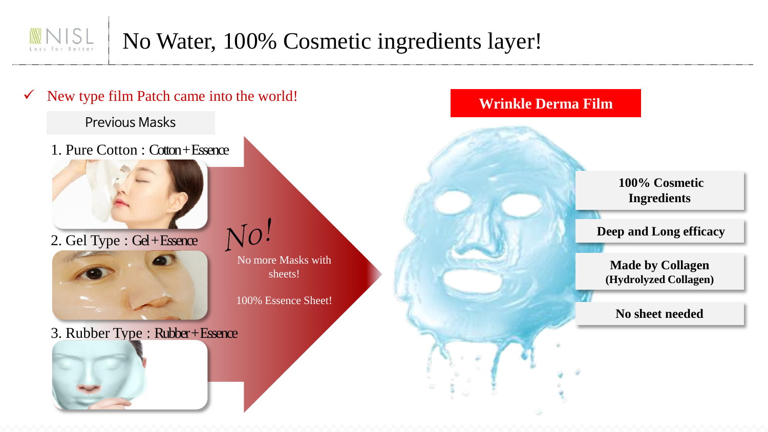# No Water, 100% Cosmetic ingredients layer!

✓ New type film Patch came into the world!

**Previous Masks**

1. Pure Cotton : Cotton+Essence
2. Gel Type : Gel+Essence
3. Rubber Type : Rubber+Essence

*No!*

No more Masks with sheets!

100% Essence Sheet!

**Wrinkle Derma Film**

- **100% Cosmetic Ingredients**
- **Deep and Long efficacy**
- **Made by Collagen (Hydrolyzed Collagen)**
- **No sheet needed**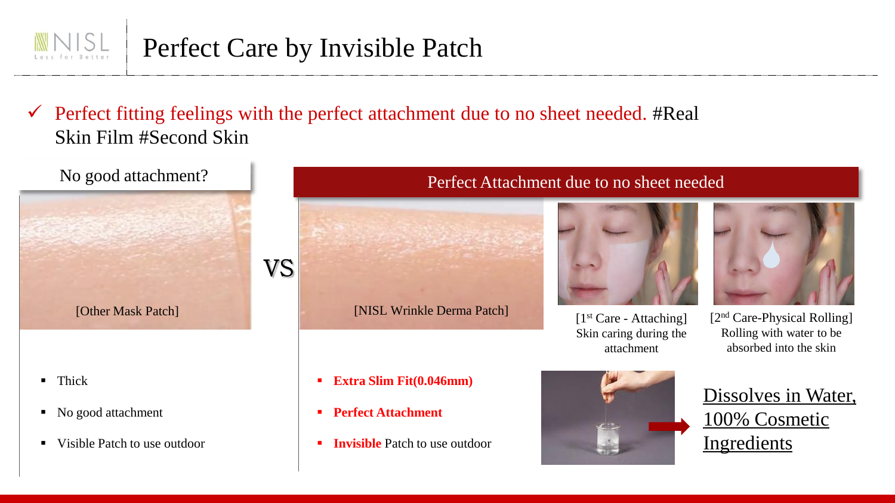# Perfect Care by Invisible Patch

✓ Perfect fitting feelings with the perfect attachment due to no sheet needed. #Real Skin Film #Second Skin

## No good attachment?

[Other Market Patch]

VS

## Perfect Attachment due to no sheet needed

[NISL Wrinkle Derma Patch]

[1st Care - Attaching]
Skin caring during the attachment

[2nd Care-Physical Rolling]
Rolling with water to be absorbed into the skin

- Thick
- No good attachment
- Visible Patch to use outdoor

- **Extra Slim Fit(0.046mm)**
- **Perfect Attachment**
- **Invisible** Patch to use outdoor

Dissolves in Water, 100% Cosmetic Ingredients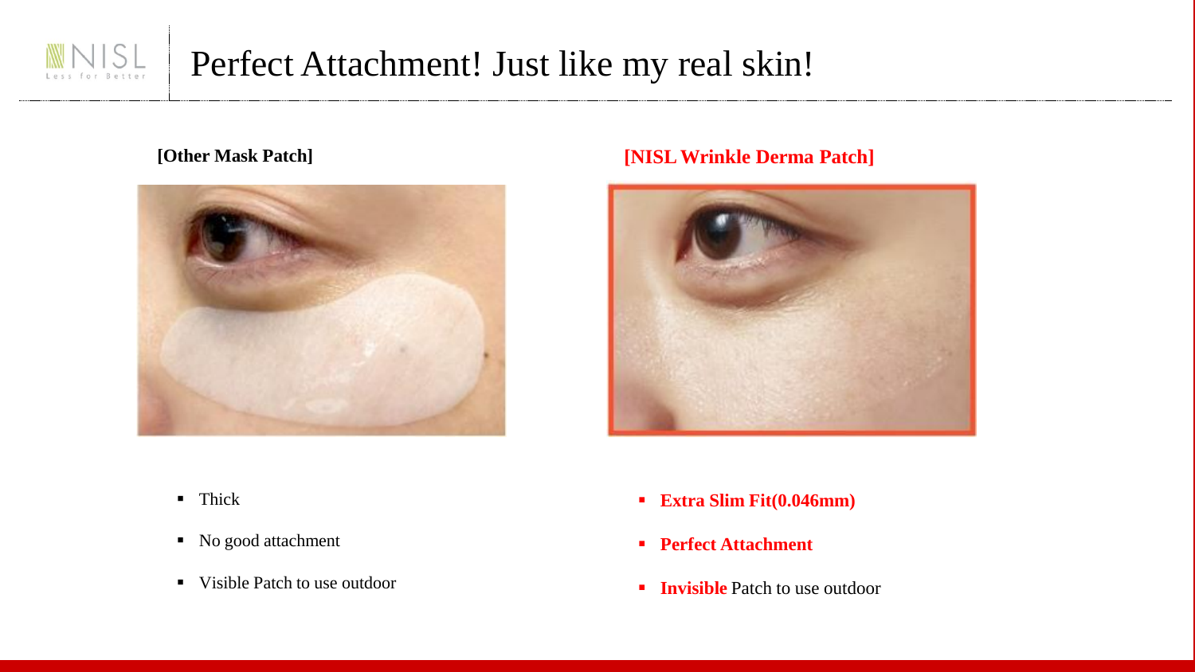# Perfect Attachment! Just like my real skin!

**[Other Mask Patch]**

- Thick
- No good attachment
- Visible Patch to use outdoor

**[NISL Wrinkle Derma Patch]**

- **Extra Slim Fit(0.046mm)**
- **Perfect Attachment**
- **Invisible** Patch to use outdoor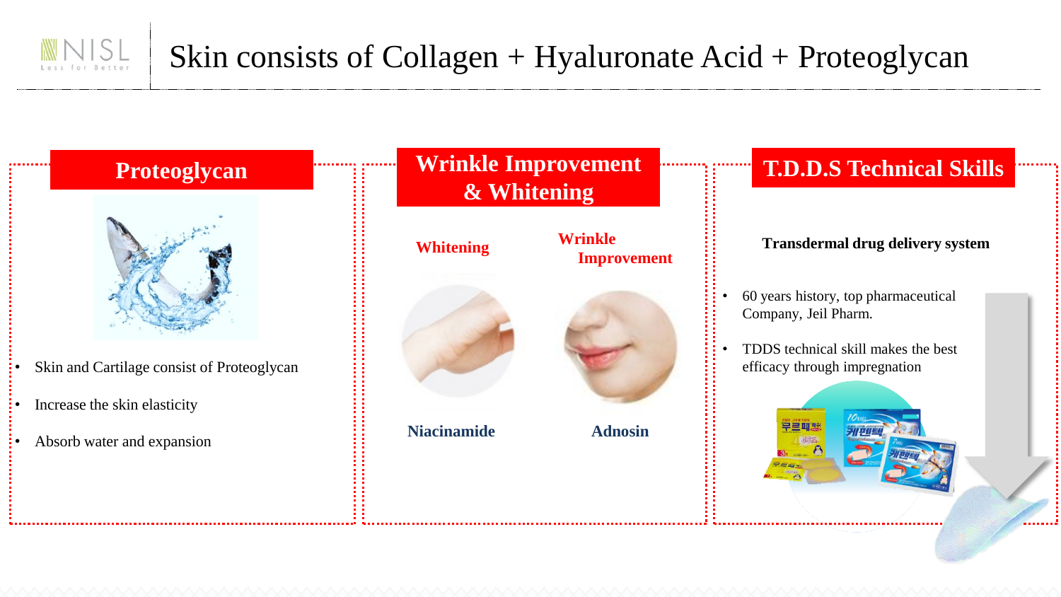# Skin consists of Collagen + Hyaluronate Acid + Proteoglycan

## Proteoglycan

- Skin and Cartilage consist of Proteoglycan
- Increase the skin elasticity
- Absorb water and expansion

## Wrinkle Improvement & Whitening

**Whitening**

**Wrinkle Improvement**

**Niacinamide**

**Adnosin**

## T.D.D.S Technical Skills

**Transdermal drug delivery system**

- 60 years history, top pharmaceutical Company, Jeil Pharm.
- TDDS technical skill makes the best efficacy through impregnation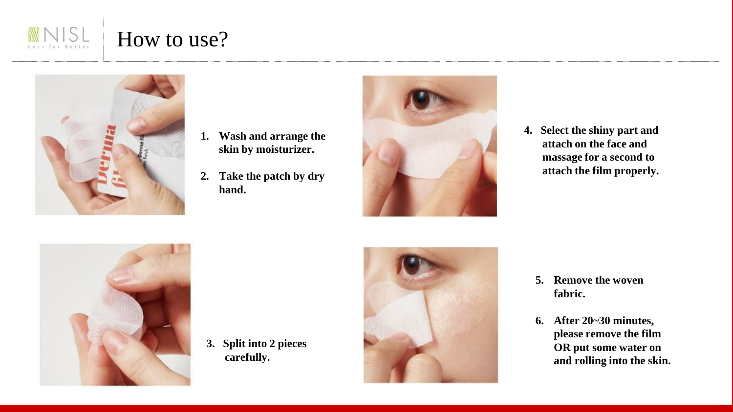# How to use?

1. **Wash and arrange the skin by moisturizer.**
2. **Take the patch by dry hand.**
3. **Split into 2 pieces carefully.**
4. **Select the shiny part and attach on the face and massage for a second to attach the film properly.**
5. **Remove the woven fabric.**
6. **After 20~30 minutes, please remove the film OR put some water on and rolling into the skin.**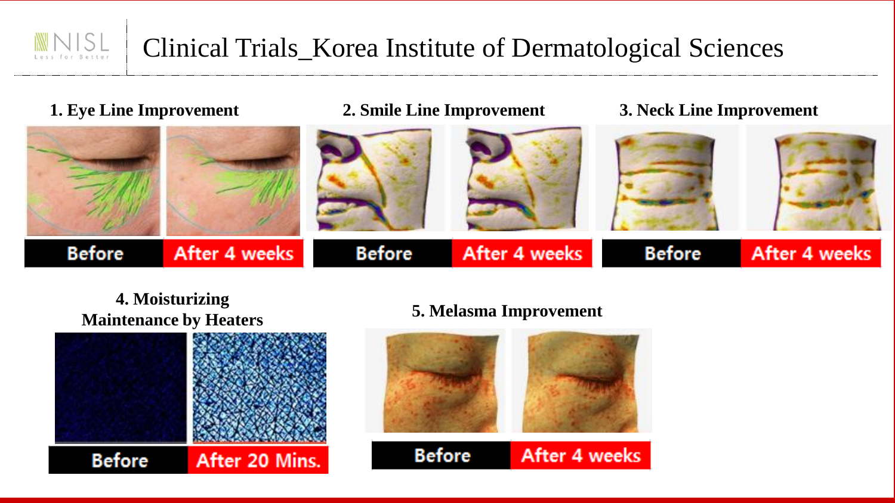# Clinical Trials_Korea Institute of Dermatological Sciences

**1. Eye Line Improvement**

Before | After 4 weeks

**2. Smile Line Improvement**

Before | After 4 weeks

**3. Neck Line Improvement**

Before | After 4 weeks

**4. Moisturizing Maintenance by Heaters**

Before | After 20 Mins.

**5. Melasma Improvement**

Before | After 4 weeks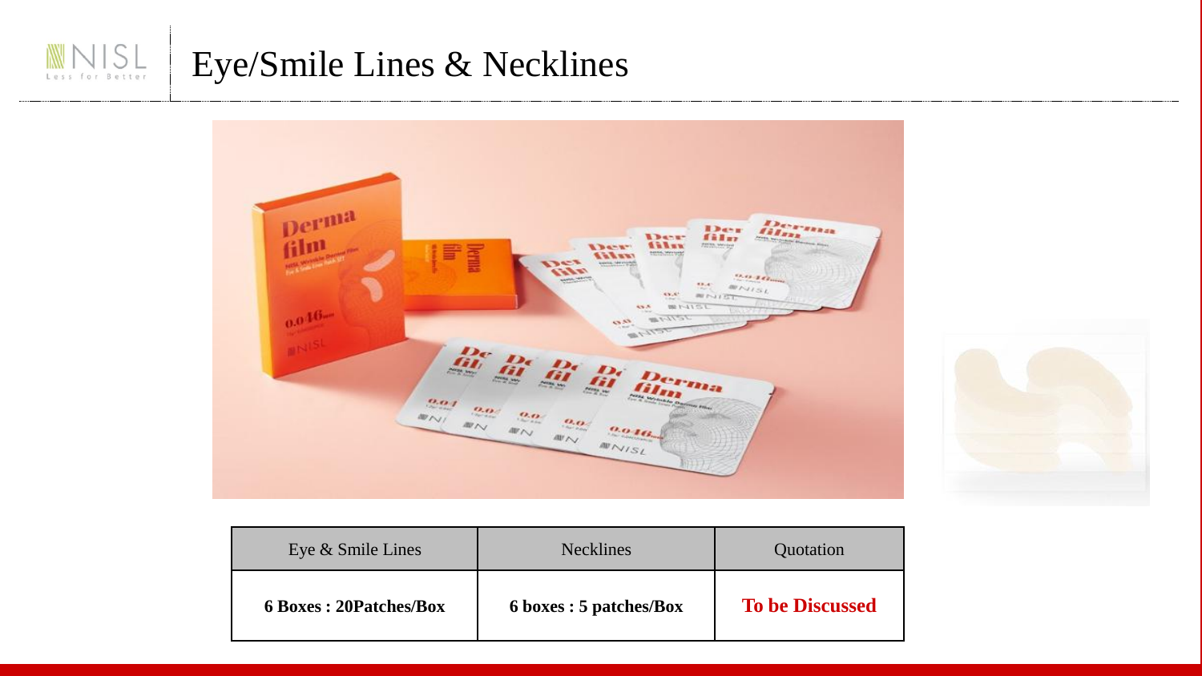# Eye/Smile Lines & Necklines

| Eye & Smile Lines | Necklines | Quotation |
|---|---|---|
| **6 Boxes : 20Patches/Box** | **6 boxes : 5 patches/Box** | **To be Discussed** |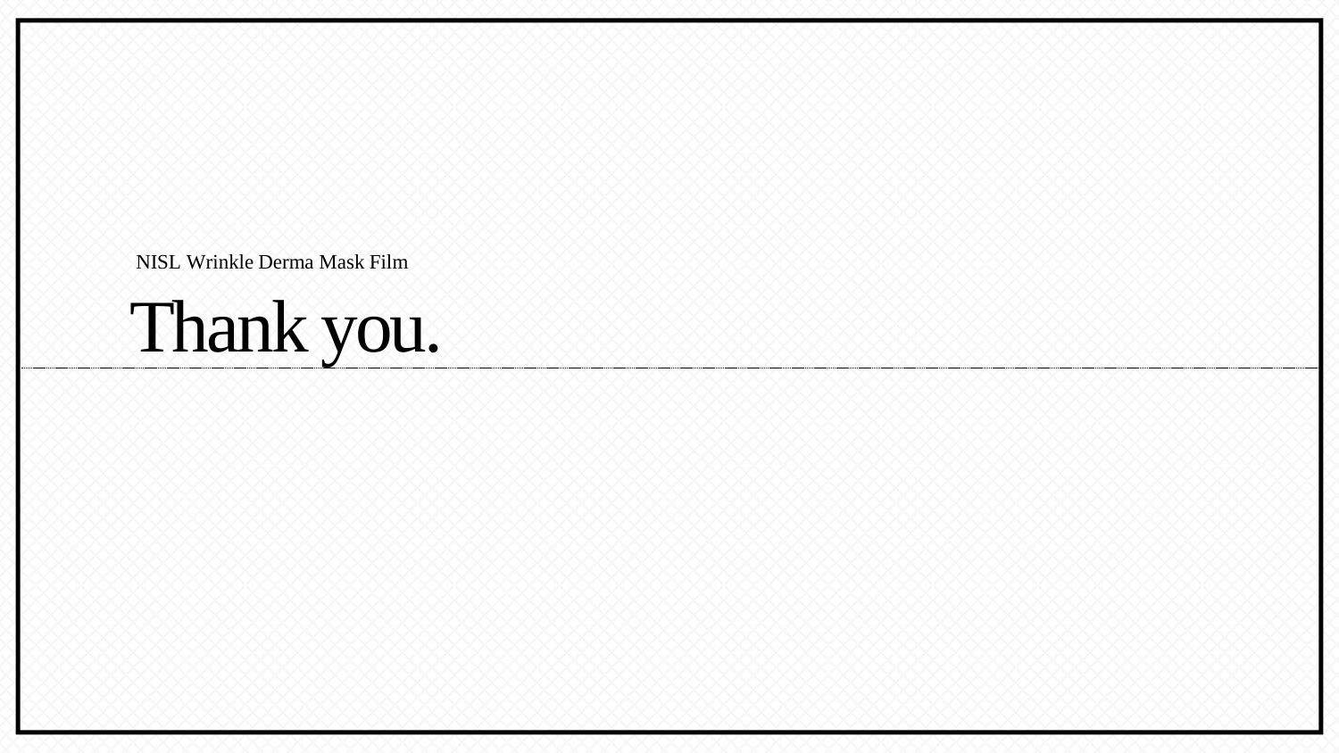NISL Wrinkle Derma Mask Film

# Thank you.